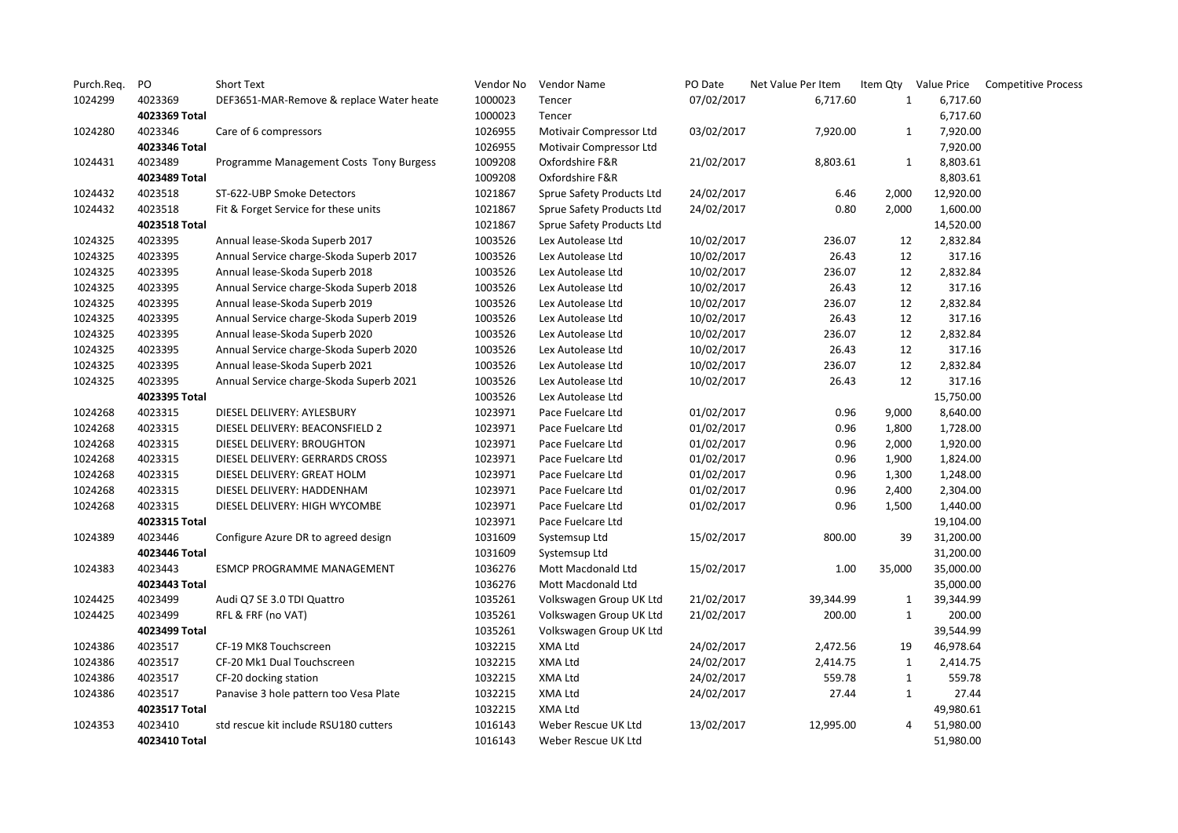| Purch.Req. | PO | Short Text | Vendor No | Vendor Name | PO Date | Net Value Per Item | Item Qty | Value Price | Competitive Process |
|---|---|---|---|---|---|---|---|---|---|
| 1024299 | 4023369 | DEF3651-MAR-Remove & replace Water heate | 1000023 | Tencer | 07/02/2017 | 6,717.60 | 1 | 6,717.60 | |
| | 4023369 Total | | 1000023 | Tencer | | | | 6,717.60 | |
| 1024280 | 4023346 | Care of 6 compressors | 1026955 | Motivair Compressor Ltd | 03/02/2017 | 7,920.00 | 1 | 7,920.00 | |
| | 4023346 Total | | 1026955 | Motivair Compressor Ltd | | | | 7,920.00 | |
| 1024431 | 4023489 | Programme Management Costs Tony Burgess | 1009208 | Oxfordshire F&R | 21/02/2017 | 8,803.61 | 1 | 8,803.61 | |
| | 4023489 Total | | 1009208 | Oxfordshire F&R | | | | 8,803.61 | |
| 1024432 | 4023518 | ST-622-UBP Smoke Detectors | 1021867 | Sprue Safety Products Ltd | 24/02/2017 | 6.46 | 2,000 | 12,920.00 | |
| 1024432 | 4023518 | Fit & Forget Service for these units | 1021867 | Sprue Safety Products Ltd | 24/02/2017 | 0.80 | 2,000 | 1,600.00 | |
| | 4023518 Total | | 1021867 | Sprue Safety Products Ltd | | | | 14,520.00 | |
| 1024325 | 4023395 | Annual lease-Skoda Superb 2017 | 1003526 | Lex Autolease Ltd | 10/02/2017 | 236.07 | 12 | 2,832.84 | |
| 1024325 | 4023395 | Annual Service charge-Skoda Superb 2017 | 1003526 | Lex Autolease Ltd | 10/02/2017 | 26.43 | 12 | 317.16 | |
| 1024325 | 4023395 | Annual lease-Skoda Superb 2018 | 1003526 | Lex Autolease Ltd | 10/02/2017 | 236.07 | 12 | 2,832.84 | |
| 1024325 | 4023395 | Annual Service charge-Skoda Superb 2018 | 1003526 | Lex Autolease Ltd | 10/02/2017 | 26.43 | 12 | 317.16 | |
| 1024325 | 4023395 | Annual lease-Skoda Superb 2019 | 1003526 | Lex Autolease Ltd | 10/02/2017 | 236.07 | 12 | 2,832.84 | |
| 1024325 | 4023395 | Annual Service charge-Skoda Superb 2019 | 1003526 | Lex Autolease Ltd | 10/02/2017 | 26.43 | 12 | 317.16 | |
| 1024325 | 4023395 | Annual lease-Skoda Superb 2020 | 1003526 | Lex Autolease Ltd | 10/02/2017 | 236.07 | 12 | 2,832.84 | |
| 1024325 | 4023395 | Annual Service charge-Skoda Superb 2020 | 1003526 | Lex Autolease Ltd | 10/02/2017 | 26.43 | 12 | 317.16 | |
| 1024325 | 4023395 | Annual lease-Skoda Superb 2021 | 1003526 | Lex Autolease Ltd | 10/02/2017 | 236.07 | 12 | 2,832.84 | |
| 1024325 | 4023395 | Annual Service charge-Skoda Superb 2021 | 1003526 | Lex Autolease Ltd | 10/02/2017 | 26.43 | 12 | 317.16 | |
| | 4023395 Total | | 1003526 | Lex Autolease Ltd | | | | 15,750.00 | |
| 1024268 | 4023315 | DIESEL DELIVERY: AYLESBURY | 1023971 | Pace Fuelcare Ltd | 01/02/2017 | 0.96 | 9,000 | 8,640.00 | |
| 1024268 | 4023315 | DIESEL DELIVERY: BEACONSFIELD 2 | 1023971 | Pace Fuelcare Ltd | 01/02/2017 | 0.96 | 1,800 | 1,728.00 | |
| 1024268 | 4023315 | DIESEL DELIVERY: BROUGHTON | 1023971 | Pace Fuelcare Ltd | 01/02/2017 | 0.96 | 2,000 | 1,920.00 | |
| 1024268 | 4023315 | DIESEL DELIVERY: GERRARDS CROSS | 1023971 | Pace Fuelcare Ltd | 01/02/2017 | 0.96 | 1,900 | 1,824.00 | |
| 1024268 | 4023315 | DIESEL DELIVERY: GREAT HOLM | 1023971 | Pace Fuelcare Ltd | 01/02/2017 | 0.96 | 1,300 | 1,248.00 | |
| 1024268 | 4023315 | DIESEL DELIVERY: HADDENHAM | 1023971 | Pace Fuelcare Ltd | 01/02/2017 | 0.96 | 2,400 | 2,304.00 | |
| 1024268 | 4023315 | DIESEL DELIVERY: HIGH WYCOMBE | 1023971 | Pace Fuelcare Ltd | 01/02/2017 | 0.96 | 1,500 | 1,440.00 | |
| | 4023315 Total | | 1023971 | Pace Fuelcare Ltd | | | | 19,104.00 | |
| 1024389 | 4023446 | Configure Azure DR to agreed design | 1031609 | Systemsup Ltd | 15/02/2017 | 800.00 | 39 | 31,200.00 | |
| | 4023446 Total | | 1031609 | Systemsup Ltd | | | | 31,200.00 | |
| 1024383 | 4023443 | ESMCP PROGRAMME MANAGEMENT | 1036276 | Mott Macdonald Ltd | 15/02/2017 | 1.00 | 35,000 | 35,000.00 | |
| | 4023443 Total | | 1036276 | Mott Macdonald Ltd | | | | 35,000.00 | |
| 1024425 | 4023499 | Audi Q7 SE 3.0 TDI Quattro | 1035261 | Volkswagen Group UK Ltd | 21/02/2017 | 39,344.99 | 1 | 39,344.99 | |
| 1024425 | 4023499 | RFL & FRF (no VAT) | 1035261 | Volkswagen Group UK Ltd | 21/02/2017 | 200.00 | 1 | 200.00 | |
| | 4023499 Total | | 1035261 | Volkswagen Group UK Ltd | | | | 39,544.99 | |
| 1024386 | 4023517 | CF-19 MK8 Touchscreen | 1032215 | XMA Ltd | 24/02/2017 | 2,472.56 | 19 | 46,978.64 | |
| 1024386 | 4023517 | CF-20 Mk1 Dual Touchscreen | 1032215 | XMA Ltd | 24/02/2017 | 2,414.75 | 1 | 2,414.75 | |
| 1024386 | 4023517 | CF-20 docking station | 1032215 | XMA Ltd | 24/02/2017 | 559.78 | 1 | 559.78 | |
| 1024386 | 4023517 | Panavise 3 hole pattern too Vesa Plate | 1032215 | XMA Ltd | 24/02/2017 | 27.44 | 1 | 27.44 | |
| | 4023517 Total | | 1032215 | XMA Ltd | | | | 49,980.61 | |
| 1024353 | 4023410 | std rescue kit include RSU180 cutters | 1016143 | Weber Rescue UK Ltd | 13/02/2017 | 12,995.00 | 4 | 51,980.00 | |
| | 4023410 Total | | 1016143 | Weber Rescue UK Ltd | | | | 51,980.00 | |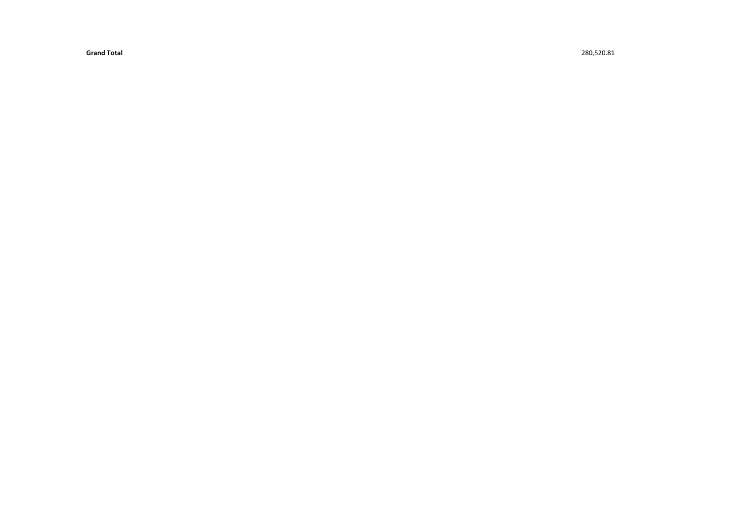| | |
|---|---|
| **Grand Total** | 280,520.81 |